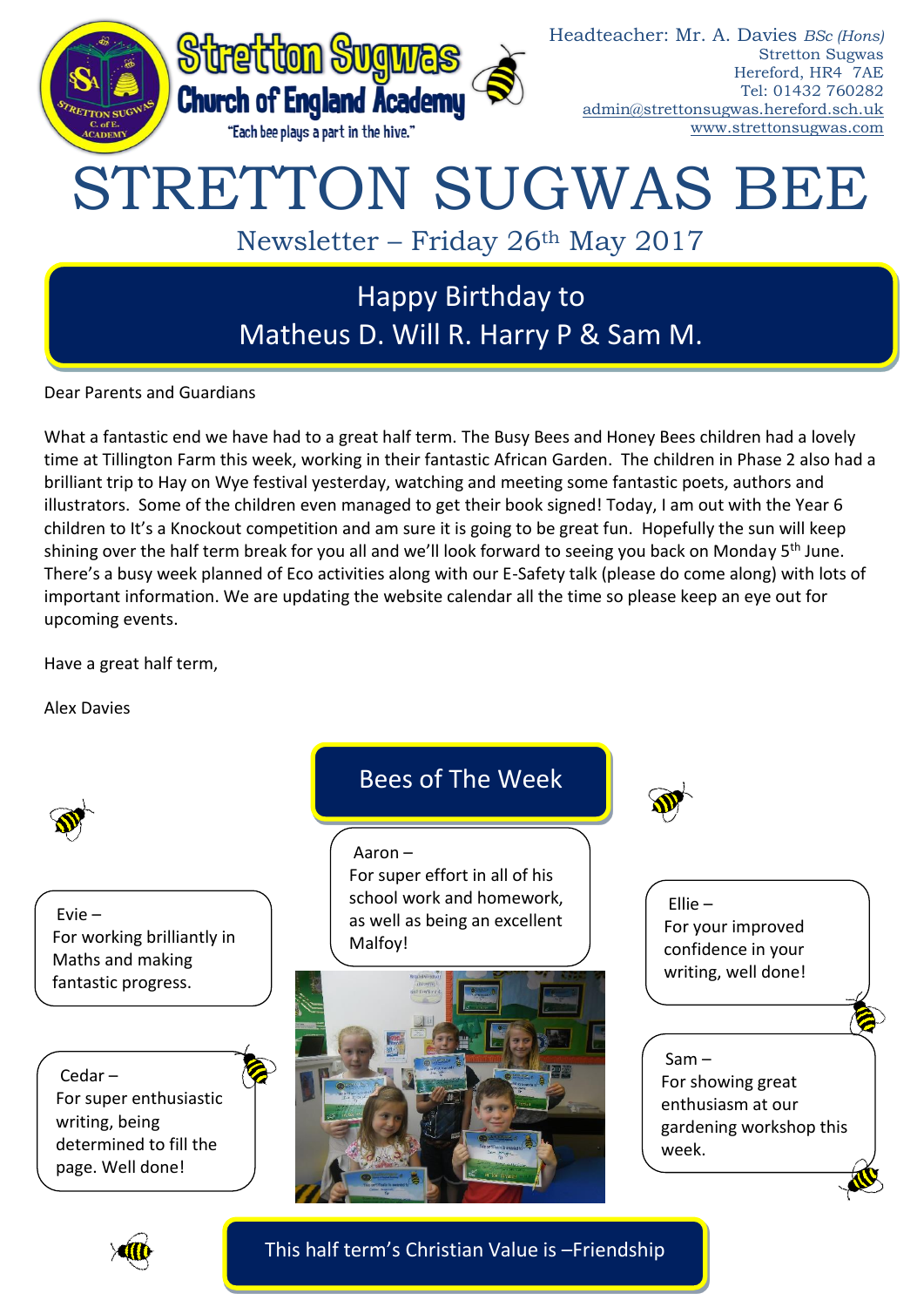Stretton Sugwas Church of England Academy

"Each bee plays a part in the hive."

Headteacher: Mr. A. Davies *BSc (Hons)*
Stretton Sugwas
Hereford, HR4 7AE
Tel: 01432 760282
admin@strettonsugwas.hereford.sch.uk
www.strettonsugwas.com

# STRETTON SUGWAS BEE

## Newsletter – Friday 26th May 2017

### Happy Birthday to Matheus D. Will R. Harry P & Sam M.

Dear Parents and Guardians

What a fantastic end we have had to a great half term. The Busy Bees and Honey Bees children had a lovely time at Tillington Farm this week, working in their fantastic African Garden. The children in Phase 2 also had a brilliant trip to Hay on Wye festival yesterday, watching and meeting some fantastic poets, authors and illustrators. Some of the children even managed to get their book signed! Today, I am out with the Year 6 children to It's a Knockout competition and am sure it is going to be great fun. Hopefully the sun will keep shining over the half term break for you all and we'll look forward to seeing you back on Monday 5th June. There's a busy week planned of Eco activities along with our E-Safety talk (please do come along) with lots of important information. We are updating the website calendar all the time so please keep an eye out for upcoming events.

Have a great half term,

Alex Davies

## Bees of The Week

**Evie** – For working brilliantly in Maths and making fantastic progress.

**Aaron** – For super effort in all of his school work and homework, as well as being an excellent Malfoy!

**Ellie** – For your improved confidence in your writing, well done!

**Cedar** – For super enthusiastic writing, being determined to fill the page. Well done!

**Sam** – For showing great enthusiasm at our gardening workshop this week.

This half term's Christian Value is –Friendship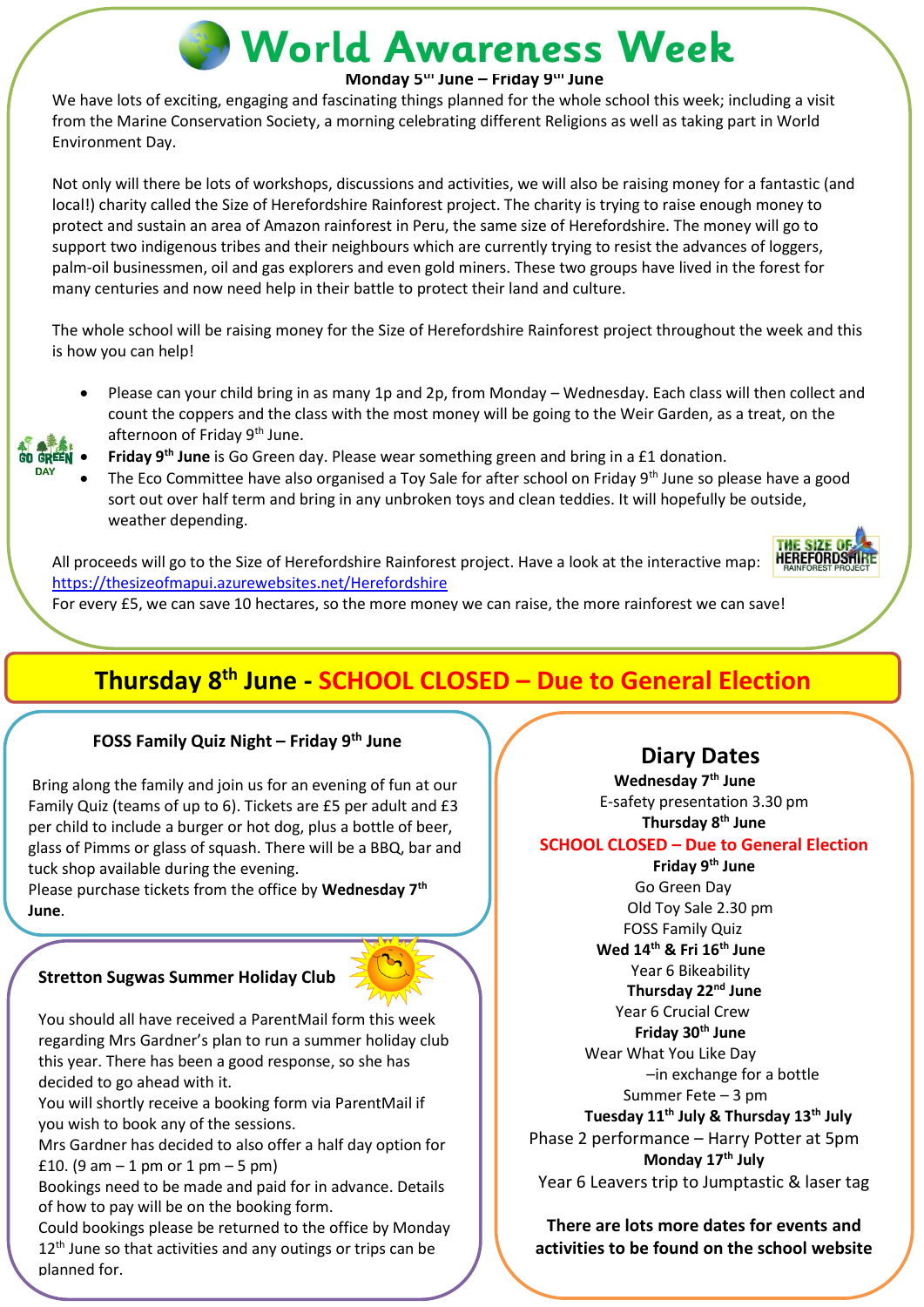# World Awareness Week

**Monday 5th June – Friday 9th June**

We have lots of exciting, engaging and fascinating things planned for the whole school this week; including a visit from the Marine Conservation Society, a morning celebrating different Religions as well as taking part in World Environment Day.

Not only will there be lots of workshops, discussions and activities, we will also be raising money for a fantastic (and local!) charity called the Size of Herefordshire Rainforest project. The charity is trying to raise enough money to protect and sustain an area of Amazon rainforest in Peru, the same size of Herefordshire. The money will go to support two indigenous tribes and their neighbours which are currently trying to resist the advances of loggers, palm-oil businessmen, oil and gas explorers and even gold miners. These two groups have lived in the forest for many centuries and now need help in their battle to protect their land and culture.

The whole school will be raising money for the Size of Herefordshire Rainforest project throughout the week and this is how you can help!

- Please can your child bring in as many 1p and 2p, from Monday – Wednesday. Each class will then collect and count the coppers and the class with the most money will be going to the Weir Garden, as a treat, on the afternoon of Friday 9th June.
- **Friday 9th June** is Go Green day. Please wear something green and bring in a £1 donation.
- The Eco Committee have also organised a Toy Sale for after school on Friday 9th June so please have a good sort out over half term and bring in any unbroken toys and clean teddies. It will hopefully be outside, weather depending.

All proceeds will go to the Size of Herefordshire Rainforest project. Have a look at the interactive map: https://thesizeofmapui.azurewebsites.net/Herefordshire
For every £5, we can save 10 hectares, so the more money we can raise, the more rainforest we can save!

## Thursday 8th June - SCHOOL CLOSED – Due to General Election

### FOSS Family Quiz Night – Friday 9th June

Bring along the family and join us for an evening of fun at our Family Quiz (teams of up to 6). Tickets are £5 per adult and £3 per child to include a burger or hot dog, plus a bottle of beer, glass of Pimms or glass of squash. There will be a BBQ, bar and tuck shop available during the evening.
Please purchase tickets from the office by **Wednesday 7th June**.

### Stretton Sugwas Summer Holiday Club

You should all have received a ParentMail form this week regarding Mrs Gardner's plan to run a summer holiday club this year. There has been a good response, so she has decided to go ahead with it.
You will shortly receive a booking form via ParentMail if you wish to book any of the sessions.
Mrs Gardner has decided to also offer a half day option for £10. (9 am – 1 pm or 1 pm – 5 pm)
Bookings need to be made and paid for in advance. Details of how to pay will be on the booking form.
Could bookings please be returned to the office by Monday 12th June so that activities and any outings or trips can be planned for.

### Diary Dates

**Wednesday 7th June**
E-safety presentation 3.30 pm
**Thursday 8th June**
SCHOOL CLOSED – Due to General Election
**Friday 9th June**
Go Green Day
Old Toy Sale 2.30 pm
FOSS Family Quiz
**Wed 14th & Fri 16th June**
Year 6 Bikeability
**Thursday 22nd June**
Year 6 Crucial Crew
**Friday 30th June**
Wear What You Like Day
–in exchange for a bottle
Summer Fete – 3 pm
**Tuesday 11th July & Thursday 13th July**
Phase 2 performance – Harry Potter at 5pm
**Monday 17th July**
Year 6 Leavers trip to Jumptastic & laser tag

**There are lots more dates for events and activities to be found on the school website**